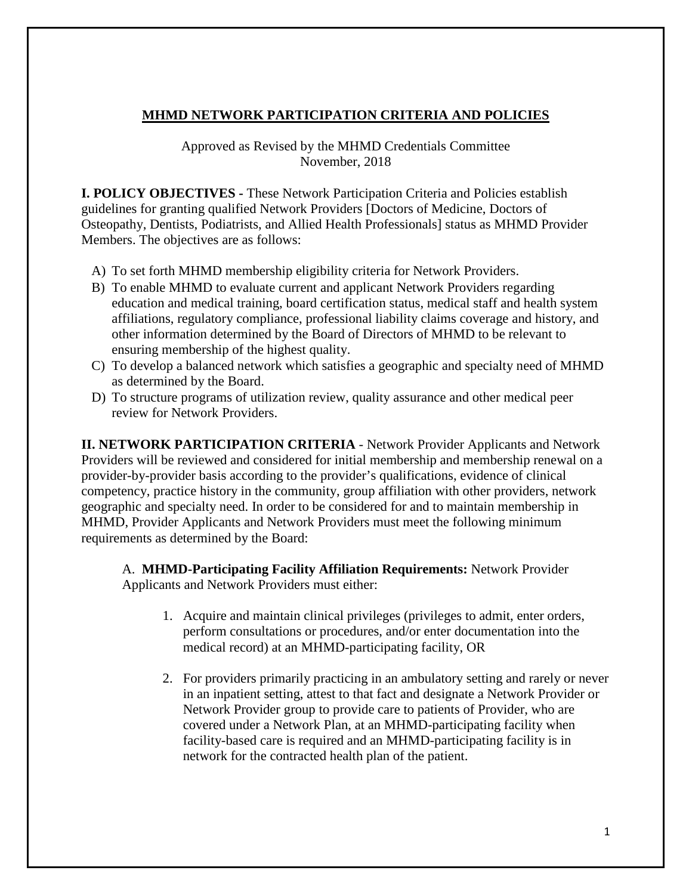# MHMD NETWORK PARTICIPATION CRITERIA AND POLICIES

Approved as Revised by the MHMD Credentials Committee
November, 2018

**I. POLICY OBJECTIVES -** These Network Participation Criteria and Policies establish guidelines for granting qualified Network Providers [Doctors of Medicine, Doctors of Osteopathy, Dentists, Podiatrists, and Allied Health Professionals] status as MHMD Provider Members. The objectives are as follows:

A) To set forth MHMD membership eligibility criteria for Network Providers.
B) To enable MHMD to evaluate current and applicant Network Providers regarding education and medical training, board certification status, medical staff and health system affiliations, regulatory compliance, professional liability claims coverage and history, and other information determined by the Board of Directors of MHMD to be relevant to ensuring membership of the highest quality.
C) To develop a balanced network which satisfies a geographic and specialty need of MHMD as determined by the Board.
D) To structure programs of utilization review, quality assurance and other medical peer review for Network Providers.

**II. NETWORK PARTICIPATION CRITERIA** - Network Provider Applicants and Network Providers will be reviewed and considered for initial membership and membership renewal on a provider-by-provider basis according to the provider's qualifications, evidence of clinical competency, practice history in the community, group affiliation with other providers, network geographic and specialty need. In order to be considered for and to maintain membership in MHMD, Provider Applicants and Network Providers must meet the following minimum requirements as determined by the Board:

A. **MHMD-Participating Facility Affiliation Requirements:** Network Provider Applicants and Network Providers must either:

1. Acquire and maintain clinical privileges (privileges to admit, enter orders, perform consultations or procedures, and/or enter documentation into the medical record) at an MHMD-participating facility, OR

2. For providers primarily practicing in an ambulatory setting and rarely or never in an inpatient setting, attest to that fact and designate a Network Provider or Network Provider group to provide care to patients of Provider, who are covered under a Network Plan, at an MHMD-participating facility when facility-based care is required and an MHMD-participating facility is in network for the contracted health plan of the patient.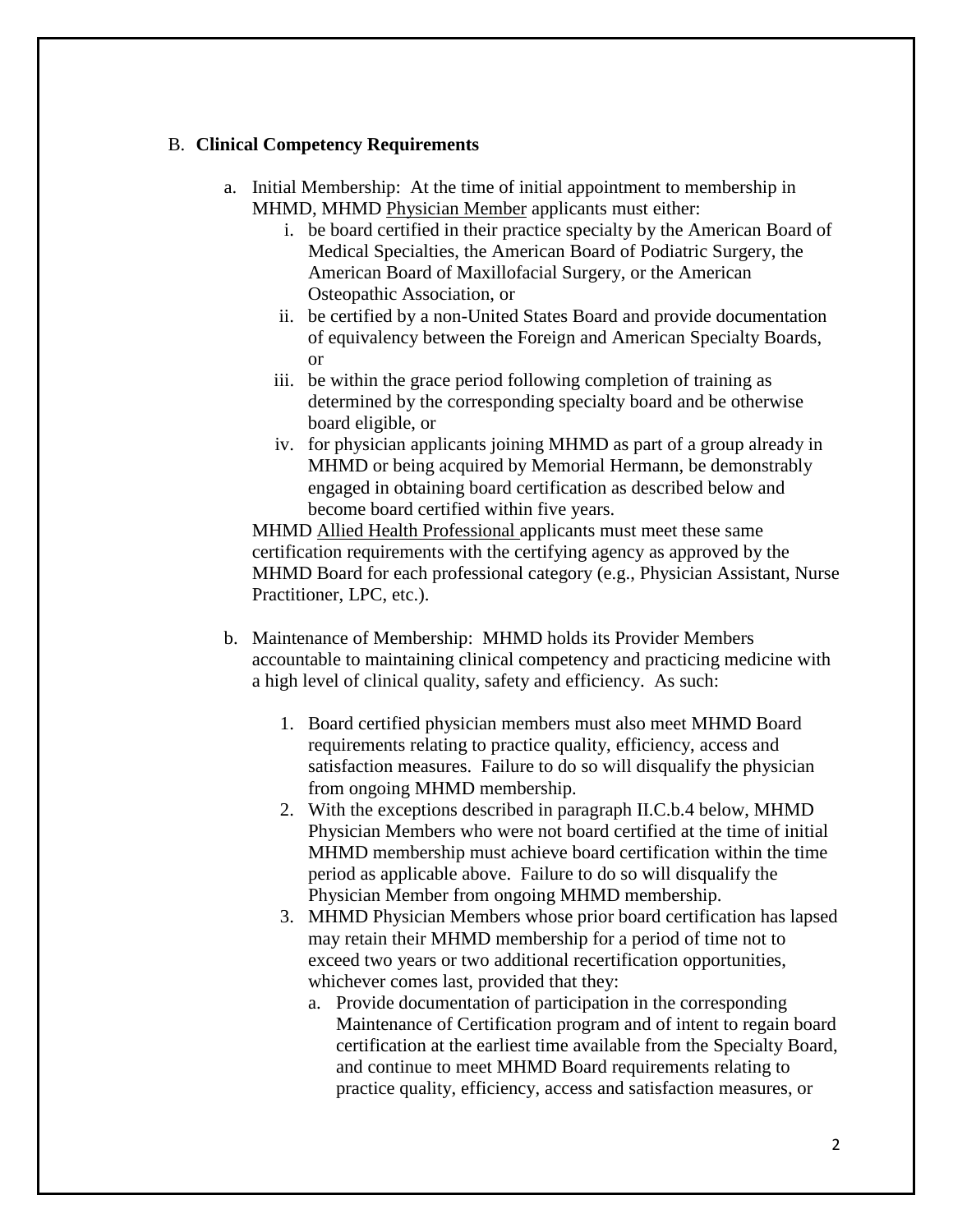## B. **Clinical Competency Requirements**

a. Initial Membership: At the time of initial appointment to membership in MHMD, MHMD <u>Physician Member</u> applicants must either:

   i. be board certified in their practice specialty by the American Board of Medical Specialties, the American Board of Podiatric Surgery, the American Board of Maxillofacial Surgery, or the American Osteopathic Association, or

   ii. be certified by a non-United States Board and provide documentation of equivalency between the Foreign and American Specialty Boards, or

   iii. be within the grace period following completion of training as determined by the corresponding specialty board and be otherwise board eligible, or

   iv. for physician applicants joining MHMD as part of a group already in MHMD or being acquired by Memorial Hermann, be demonstrably engaged in obtaining board certification as described below and become board certified within five years.

   MHMD <u>Allied Health Professional</u> applicants must meet these same certification requirements with the certifying agency as approved by the MHMD Board for each professional category (e.g., Physician Assistant, Nurse Practitioner, LPC, etc.).

b. Maintenance of Membership: MHMD holds its Provider Members accountable to maintaining clinical competency and practicing medicine with a high level of clinical quality, safety and efficiency. As such:

   1. Board certified physician members must also meet MHMD Board requirements relating to practice quality, efficiency, access and satisfaction measures. Failure to do so will disqualify the physician from ongoing MHMD membership.

   2. With the exceptions described in paragraph II.C.b.4 below, MHMD Physician Members who were not board certified at the time of initial MHMD membership must achieve board certification within the time period as applicable above. Failure to do so will disqualify the Physician Member from ongoing MHMD membership.

   3. MHMD Physician Members whose prior board certification has lapsed may retain their MHMD membership for a period of time not to exceed two years or two additional recertification opportunities, whichever comes last, provided that they:

      a. Provide documentation of participation in the corresponding Maintenance of Certification program and of intent to regain board certification at the earliest time available from the Specialty Board, and continue to meet MHMD Board requirements relating to practice quality, efficiency, access and satisfaction measures, or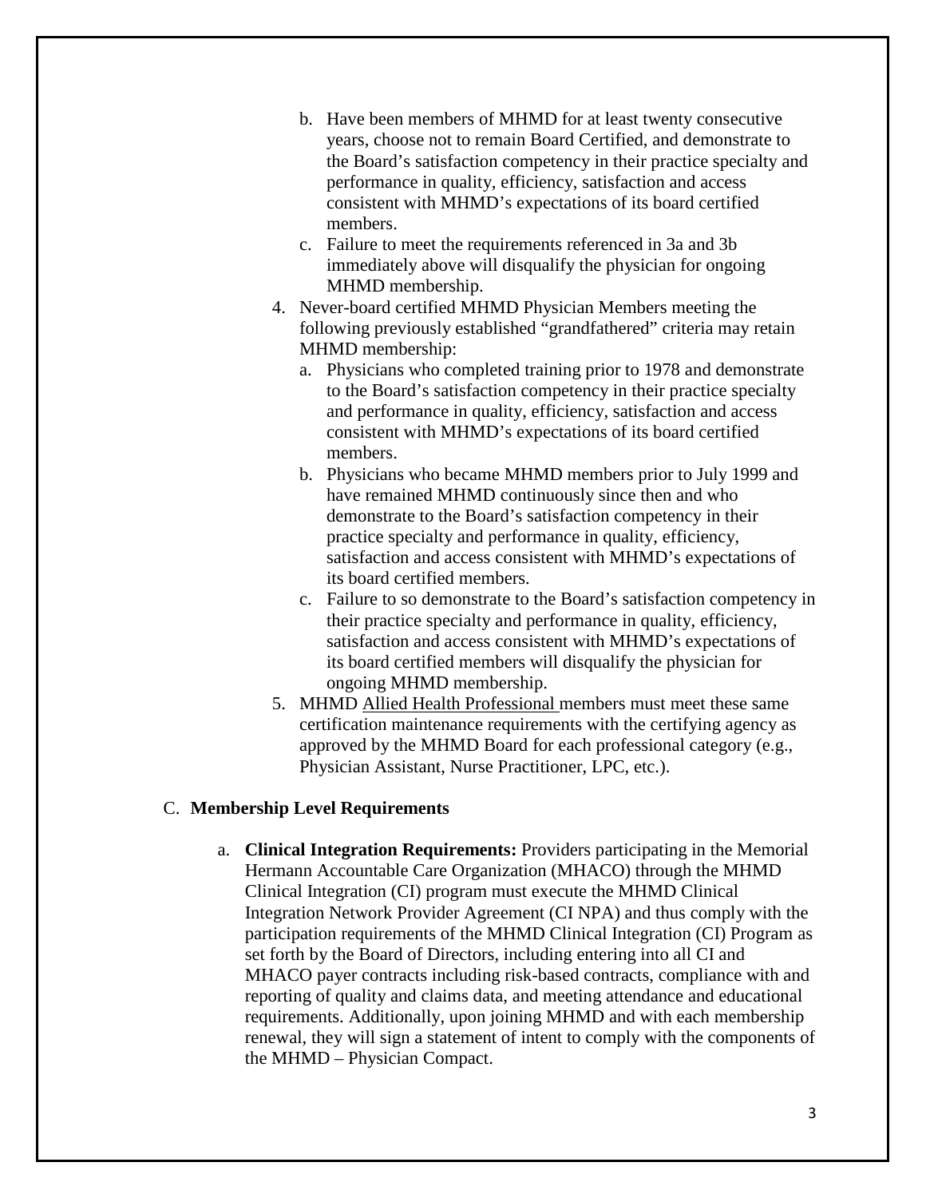b. Have been members of MHMD for at least twenty consecutive years, choose not to remain Board Certified, and demonstrate to the Board's satisfaction competency in their practice specialty and performance in quality, efficiency, satisfaction and access consistent with MHMD's expectations of its board certified members.
   c. Failure to meet the requirements referenced in 3a and 3b immediately above will disqualify the physician for ongoing MHMD membership.
4. Never-board certified MHMD Physician Members meeting the following previously established "grandfathered" criteria may retain MHMD membership:
   a. Physicians who completed training prior to 1978 and demonstrate to the Board's satisfaction competency in their practice specialty and performance in quality, efficiency, satisfaction and access consistent with MHMD's expectations of its board certified members.
   b. Physicians who became MHMD members prior to July 1999 and have remained MHMD continuously since then and who demonstrate to the Board's satisfaction competency in their practice specialty and performance in quality, efficiency, satisfaction and access consistent with MHMD's expectations of its board certified members.
   c. Failure to so demonstrate to the Board's satisfaction competency in their practice specialty and performance in quality, efficiency, satisfaction and access consistent with MHMD's expectations of its board certified members will disqualify the physician for ongoing MHMD membership.
5. MHMD Allied Health Professional members must meet these same certification maintenance requirements with the certifying agency as approved by the MHMD Board for each professional category (e.g., Physician Assistant, Nurse Practitioner, LPC, etc.).

C. **Membership Level Requirements**

   a. **Clinical Integration Requirements:** Providers participating in the Memorial Hermann Accountable Care Organization (MHACO) through the MHMD Clinical Integration (CI) program must execute the MHMD Clinical Integration Network Provider Agreement (CI NPA) and thus comply with the participation requirements of the MHMD Clinical Integration (CI) Program as set forth by the Board of Directors, including entering into all CI and MHACO payer contracts including risk-based contracts, compliance with and reporting of quality and claims data, and meeting attendance and educational requirements. Additionally, upon joining MHMD and with each membership renewal, they will sign a statement of intent to comply with the components of the MHMD – Physician Compact.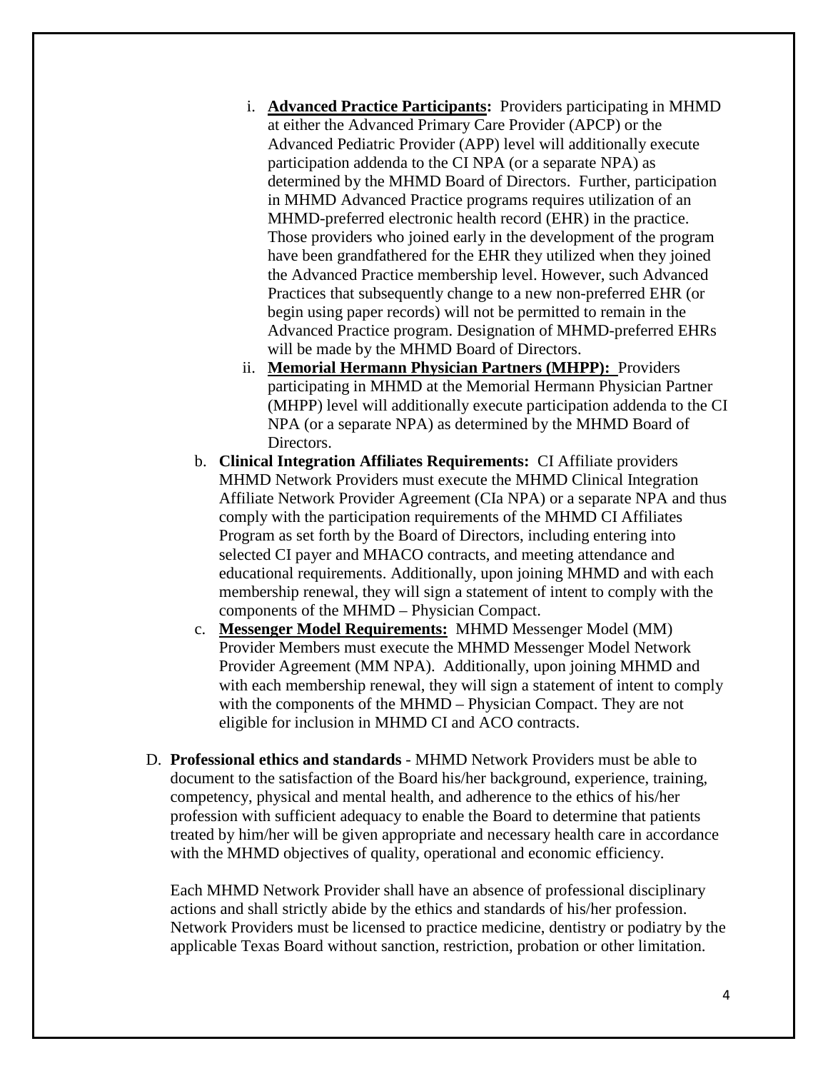i. **<u>Advanced Practice Participants</u>:** Providers participating in MHMD at either the Advanced Primary Care Provider (APCP) or the Advanced Pediatric Provider (APP) level will additionally execute participation addenda to the CI NPA (or a separate NPA) as determined by the MHMD Board of Directors. Further, participation in MHMD Advanced Practice programs requires utilization of an MHMD-preferred electronic health record (EHR) in the practice. Those providers who joined early in the development of the program have been grandfathered for the EHR they utilized when they joined the Advanced Practice membership level. However, such Advanced Practices that subsequently change to a new non-preferred EHR (or begin using paper records) will not be permitted to remain in the Advanced Practice program. Designation of MHMD-preferred EHRs will be made by the MHMD Board of Directors.

   ii. **<u>Memorial Hermann Physician Partners (MHPP):</u>** Providers participating in MHMD at the Memorial Hermann Physician Partner (MHPP) level will additionally execute participation addenda to the CI NPA (or a separate NPA) as determined by the MHMD Board of Directors.

b. **Clinical Integration Affiliates Requirements:** CI Affiliate providers MHMD Network Providers must execute the MHMD Clinical Integration Affiliate Network Provider Agreement (CIa NPA) or a separate NPA and thus comply with the participation requirements of the MHMD CI Affiliates Program as set forth by the Board of Directors, including entering into selected CI payer and MHACO contracts, and meeting attendance and educational requirements. Additionally, upon joining MHMD and with each membership renewal, they will sign a statement of intent to comply with the components of the MHMD – Physician Compact.

c. **<u>Messenger Model Requirements:</u>** MHMD Messenger Model (MM) Provider Members must execute the MHMD Messenger Model Network Provider Agreement (MM NPA). Additionally, upon joining MHMD and with each membership renewal, they will sign a statement of intent to comply with the components of the MHMD – Physician Compact. They are not eligible for inclusion in MHMD CI and ACO contracts.

D. **Professional ethics and standards** - MHMD Network Providers must be able to document to the satisfaction of the Board his/her background, experience, training, competency, physical and mental health, and adherence to the ethics of his/her profession with sufficient adequacy to enable the Board to determine that patients treated by him/her will be given appropriate and necessary health care in accordance with the MHMD objectives of quality, operational and economic efficiency.

   Each MHMD Network Provider shall have an absence of professional disciplinary actions and shall strictly abide by the ethics and standards of his/her profession. Network Providers must be licensed to practice medicine, dentistry or podiatry by the applicable Texas Board without sanction, restriction, probation or other limitation.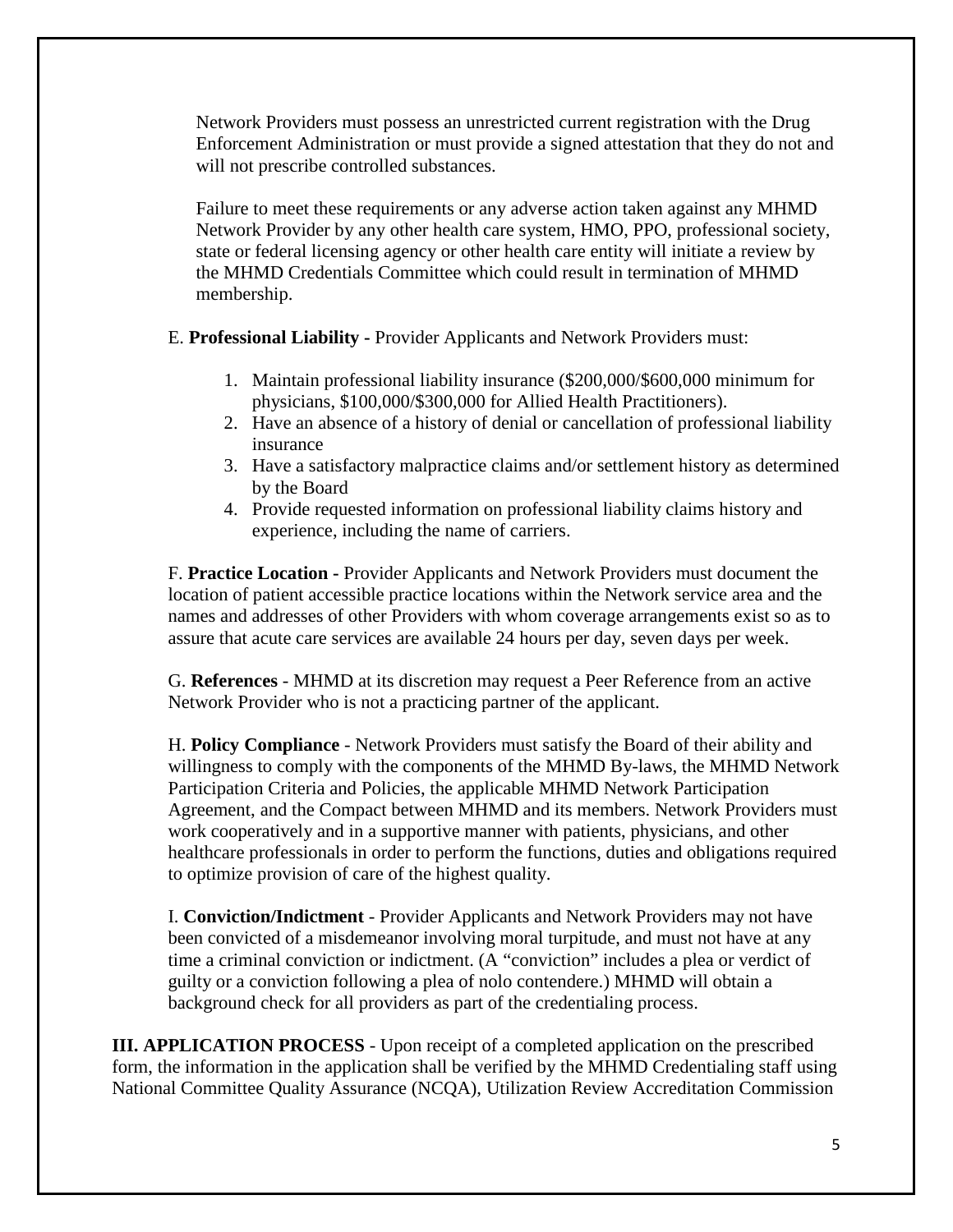Network Providers must possess an unrestricted current registration with the Drug Enforcement Administration or must provide a signed attestation that they do not and will not prescribe controlled substances.

Failure to meet these requirements or any adverse action taken against any MHMD Network Provider by any other health care system, HMO, PPO, professional society, state or federal licensing agency or other health care entity will initiate a review by the MHMD Credentials Committee which could result in termination of MHMD membership.

E. **Professional Liability -** Provider Applicants and Network Providers must:

1. Maintain professional liability insurance ($200,000/$600,000 minimum for physicians, $100,000/$300,000 for Allied Health Practitioners).
2. Have an absence of a history of denial or cancellation of professional liability insurance
3. Have a satisfactory malpractice claims and/or settlement history as determined by the Board
4. Provide requested information on professional liability claims history and experience, including the name of carriers.

F. **Practice Location -** Provider Applicants and Network Providers must document the location of patient accessible practice locations within the Network service area and the names and addresses of other Providers with whom coverage arrangements exist so as to assure that acute care services are available 24 hours per day, seven days per week.

G. **References** - MHMD at its discretion may request a Peer Reference from an active Network Provider who is not a practicing partner of the applicant.

H. **Policy Compliance** - Network Providers must satisfy the Board of their ability and willingness to comply with the components of the MHMD By-laws, the MHMD Network Participation Criteria and Policies, the applicable MHMD Network Participation Agreement, and the Compact between MHMD and its members. Network Providers must work cooperatively and in a supportive manner with patients, physicians, and other healthcare professionals in order to perform the functions, duties and obligations required to optimize provision of care of the highest quality.

I. **Conviction/Indictment** - Provider Applicants and Network Providers may not have been convicted of a misdemeanor involving moral turpitude, and must not have at any time a criminal conviction or indictment. (A "conviction" includes a plea or verdict of guilty or a conviction following a plea of nolo contendere.) MHMD will obtain a background check for all providers as part of the credentialing process.

**III. APPLICATION PROCESS** - Upon receipt of a completed application on the prescribed form, the information in the application shall be verified by the MHMD Credentialing staff using National Committee Quality Assurance (NCQA), Utilization Review Accreditation Commission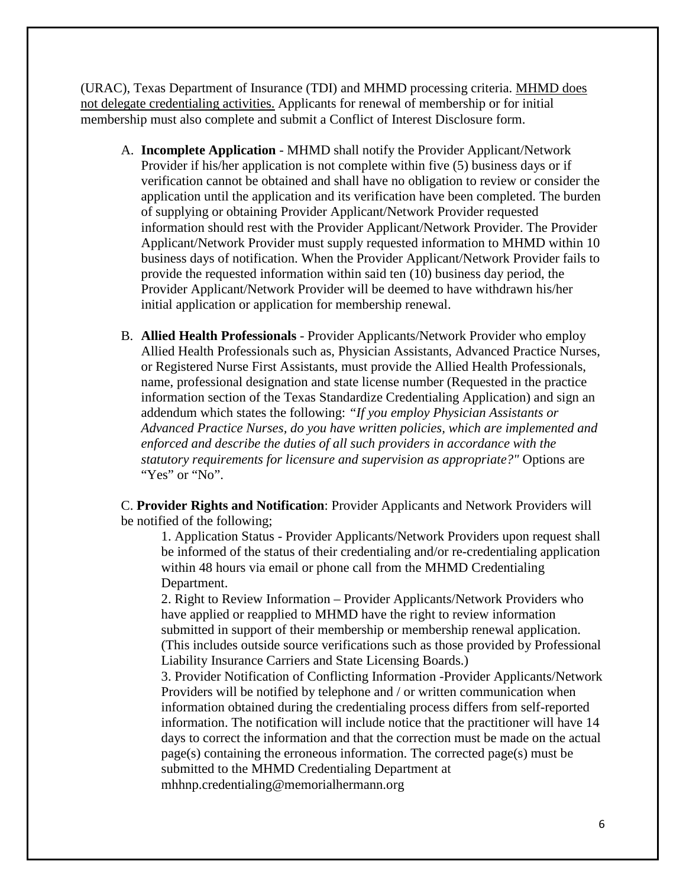(URAC), Texas Department of Insurance (TDI) and MHMD processing criteria. MHMD does not delegate credentialing activities. Applicants for renewal of membership or for initial membership must also complete and submit a Conflict of Interest Disclosure form.

A. **Incomplete Application** - MHMD shall notify the Provider Applicant/Network Provider if his/her application is not complete within five (5) business days or if verification cannot be obtained and shall have no obligation to review or consider the application until the application and its verification have been completed. The burden of supplying or obtaining Provider Applicant/Network Provider requested information should rest with the Provider Applicant/Network Provider. The Provider Applicant/Network Provider must supply requested information to MHMD within 10 business days of notification. When the Provider Applicant/Network Provider fails to provide the requested information within said ten (10) business day period, the Provider Applicant/Network Provider will be deemed to have withdrawn his/her initial application or application for membership renewal.

B. **Allied Health Professionals** - Provider Applicants/Network Provider who employ Allied Health Professionals such as, Physician Assistants, Advanced Practice Nurses, or Registered Nurse First Assistants, must provide the Allied Health Professionals, name, professional designation and state license number (Requested in the practice information section of the Texas Standardize Credentialing Application) and sign an addendum which states the following: *"If you employ Physician Assistants or Advanced Practice Nurses, do you have written policies, which are implemented and enforced and describe the duties of all such providers in accordance with the statutory requirements for licensure and supervision as appropriate?"* Options are "Yes" or "No".

C. **Provider Rights and Notification**: Provider Applicants and Network Providers will be notified of the following;

1. Application Status - Provider Applicants/Network Providers upon request shall be informed of the status of their credentialing and/or re-credentialing application within 48 hours via email or phone call from the MHMD Credentialing Department.
2. Right to Review Information – Provider Applicants/Network Providers who have applied or reapplied to MHMD have the right to review information submitted in support of their membership or membership renewal application. (This includes outside source verifications such as those provided by Professional Liability Insurance Carriers and State Licensing Boards.)
3. Provider Notification of Conflicting Information -Provider Applicants/Network Providers will be notified by telephone and / or written communication when information obtained during the credentialing process differs from self-reported information. The notification will include notice that the practitioner will have 14 days to correct the information and that the correction must be made on the actual page(s) containing the erroneous information. The corrected page(s) must be submitted to the MHMD Credentialing Department at mhhnp.credentialing@memorialhermann.org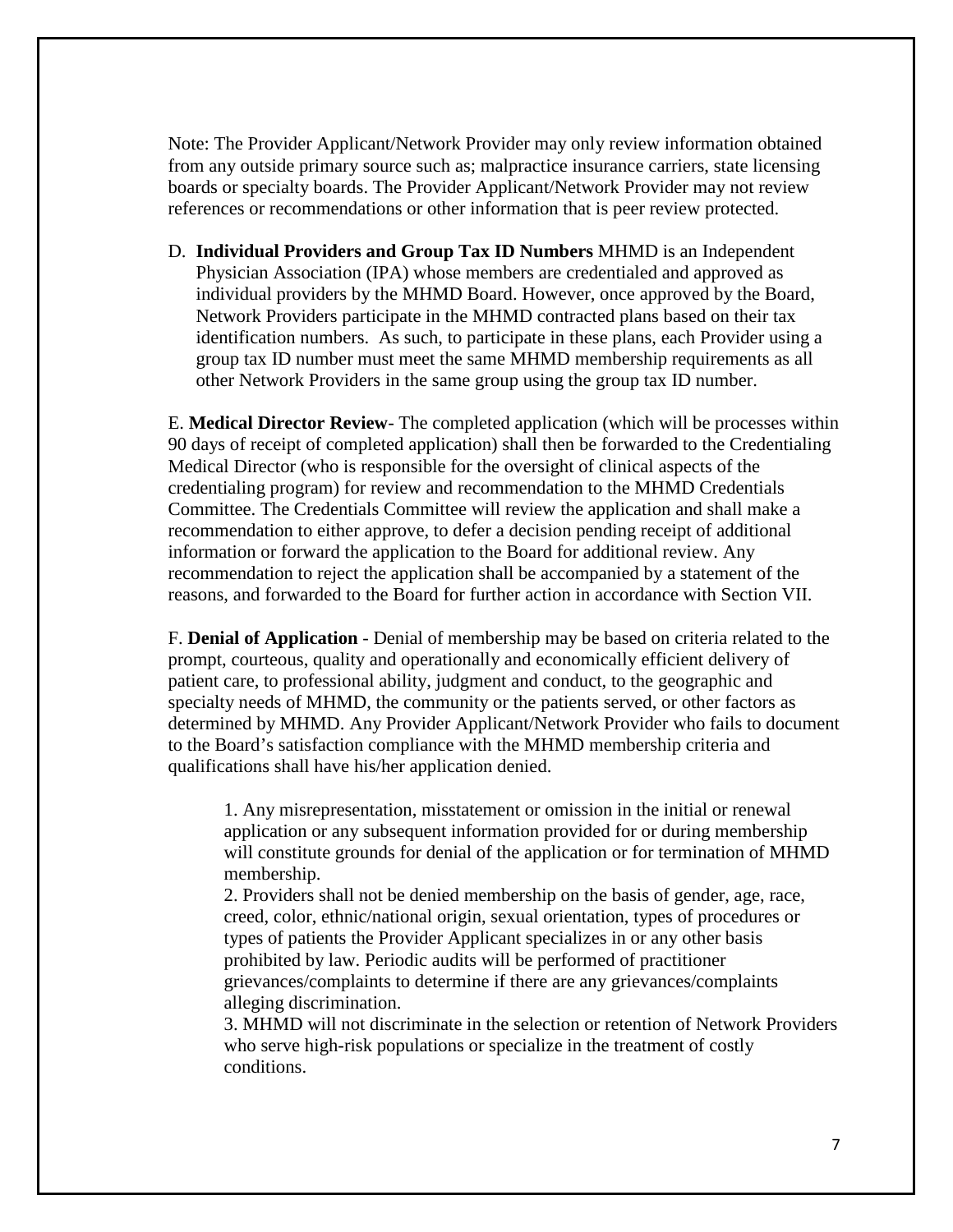Note: The Provider Applicant/Network Provider may only review information obtained from any outside primary source such as; malpractice insurance carriers, state licensing boards or specialty boards. The Provider Applicant/Network Provider may not review references or recommendations or other information that is peer review protected.

D. **Individual Providers and Group Tax ID Numbers** MHMD is an Independent Physician Association (IPA) whose members are credentialed and approved as individual providers by the MHMD Board. However, once approved by the Board, Network Providers participate in the MHMD contracted plans based on their tax identification numbers. As such, to participate in these plans, each Provider using a group tax ID number must meet the same MHMD membership requirements as all other Network Providers in the same group using the group tax ID number.

E. **Medical Director Review**- The completed application (which will be processes within 90 days of receipt of completed application) shall then be forwarded to the Credentialing Medical Director (who is responsible for the oversight of clinical aspects of the credentialing program) for review and recommendation to the MHMD Credentials Committee. The Credentials Committee will review the application and shall make a recommendation to either approve, to defer a decision pending receipt of additional information or forward the application to the Board for additional review. Any recommendation to reject the application shall be accompanied by a statement of the reasons, and forwarded to the Board for further action in accordance with Section VII.

F. **Denial of Application** - Denial of membership may be based on criteria related to the prompt, courteous, quality and operationally and economically efficient delivery of patient care, to professional ability, judgment and conduct, to the geographic and specialty needs of MHMD, the community or the patients served, or other factors as determined by MHMD. Any Provider Applicant/Network Provider who fails to document to the Board's satisfaction compliance with the MHMD membership criteria and qualifications shall have his/her application denied.

1. Any misrepresentation, misstatement or omission in the initial or renewal application or any subsequent information provided for or during membership will constitute grounds for denial of the application or for termination of MHMD membership.
2. Providers shall not be denied membership on the basis of gender, age, race, creed, color, ethnic/national origin, sexual orientation, types of procedures or types of patients the Provider Applicant specializes in or any other basis prohibited by law. Periodic audits will be performed of practitioner grievances/complaints to determine if there are any grievances/complaints alleging discrimination.
3. MHMD will not discriminate in the selection or retention of Network Providers who serve high-risk populations or specialize in the treatment of costly conditions.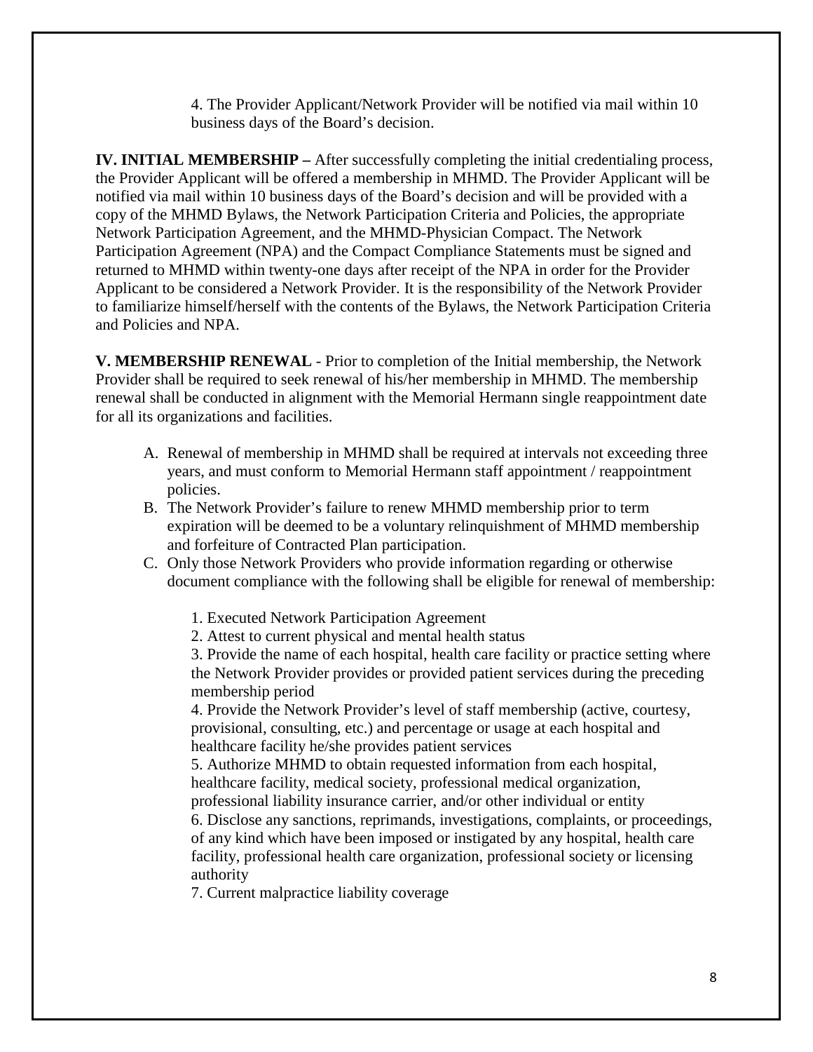4. The Provider Applicant/Network Provider will be notified via mail within 10 business days of the Board's decision.

**IV. INITIAL MEMBERSHIP –** After successfully completing the initial credentialing process, the Provider Applicant will be offered a membership in MHMD. The Provider Applicant will be notified via mail within 10 business days of the Board's decision and will be provided with a copy of the MHMD Bylaws, the Network Participation Criteria and Policies, the appropriate Network Participation Agreement, and the MHMD-Physician Compact. The Network Participation Agreement (NPA) and the Compact Compliance Statements must be signed and returned to MHMD within twenty-one days after receipt of the NPA in order for the Provider Applicant to be considered a Network Provider. It is the responsibility of the Network Provider to familiarize himself/herself with the contents of the Bylaws, the Network Participation Criteria and Policies and NPA.

**V. MEMBERSHIP RENEWAL** - Prior to completion of the Initial membership, the Network Provider shall be required to seek renewal of his/her membership in MHMD. The membership renewal shall be conducted in alignment with the Memorial Hermann single reappointment date for all its organizations and facilities.

A. Renewal of membership in MHMD shall be required at intervals not exceeding three years, and must conform to Memorial Hermann staff appointment / reappointment policies.

B. The Network Provider's failure to renew MHMD membership prior to term expiration will be deemed to be a voluntary relinquishment of MHMD membership and forfeiture of Contracted Plan participation.

C. Only those Network Providers who provide information regarding or otherwise document compliance with the following shall be eligible for renewal of membership:

1. Executed Network Participation Agreement
2. Attest to current physical and mental health status
3. Provide the name of each hospital, health care facility or practice setting where the Network Provider provides or provided patient services during the preceding membership period
4. Provide the Network Provider's level of staff membership (active, courtesy, provisional, consulting, etc.) and percentage or usage at each hospital and healthcare facility he/she provides patient services
5. Authorize MHMD to obtain requested information from each hospital, healthcare facility, medical society, professional medical organization, professional liability insurance carrier, and/or other individual or entity
6. Disclose any sanctions, reprimands, investigations, complaints, or proceedings, of any kind which have been imposed or instigated by any hospital, health care facility, professional health care organization, professional society or licensing authority
7. Current malpractice liability coverage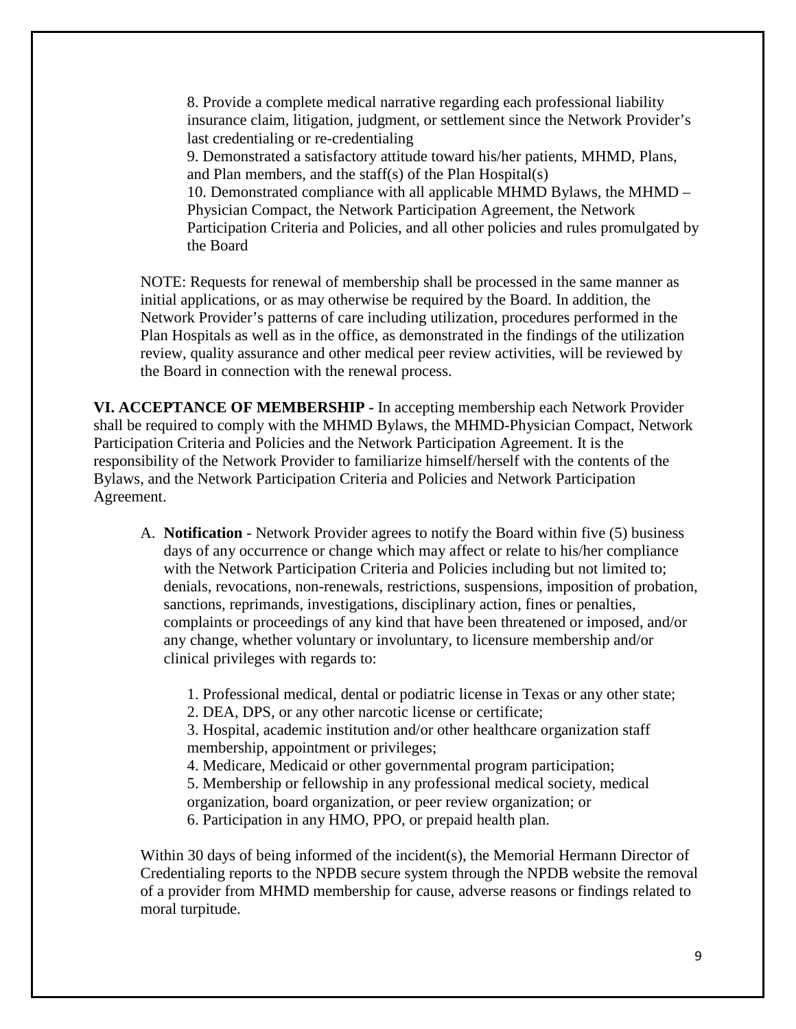8. Provide a complete medical narrative regarding each professional liability insurance claim, litigation, judgment, or settlement since the Network Provider's last credentialing or re-credentialing
9. Demonstrated a satisfactory attitude toward his/her patients, MHMD, Plans, and Plan members, and the staff(s) of the Plan Hospital(s)
10. Demonstrated compliance with all applicable MHMD Bylaws, the MHMD – Physician Compact, the Network Participation Agreement, the Network Participation Criteria and Policies, and all other policies and rules promulgated by the Board

NOTE: Requests for renewal of membership shall be processed in the same manner as initial applications, or as may otherwise be required by the Board. In addition, the Network Provider's patterns of care including utilization, procedures performed in the Plan Hospitals as well as in the office, as demonstrated in the findings of the utilization review, quality assurance and other medical peer review activities, will be reviewed by the Board in connection with the renewal process.

**VI. ACCEPTANCE OF MEMBERSHIP -** In accepting membership each Network Provider shall be required to comply with the MHMD Bylaws, the MHMD-Physician Compact, Network Participation Criteria and Policies and the Network Participation Agreement. It is the responsibility of the Network Provider to familiarize himself/herself with the contents of the Bylaws, and the Network Participation Criteria and Policies and Network Participation Agreement.

A. **Notification** - Network Provider agrees to notify the Board within five (5) business days of any occurrence or change which may affect or relate to his/her compliance with the Network Participation Criteria and Policies including but not limited to; denials, revocations, non-renewals, restrictions, suspensions, imposition of probation, sanctions, reprimands, investigations, disciplinary action, fines or penalties, complaints or proceedings of any kind that have been threatened or imposed, and/or any change, whether voluntary or involuntary, to licensure membership and/or clinical privileges with regards to:

   1. Professional medical, dental or podiatric license in Texas or any other state;
   2. DEA, DPS, or any other narcotic license or certificate;
   3. Hospital, academic institution and/or other healthcare organization staff membership, appointment or privileges;
   4. Medicare, Medicaid or other governmental program participation;
   5. Membership or fellowship in any professional medical society, medical organization, board organization, or peer review organization; or
   6. Participation in any HMO, PPO, or prepaid health plan.

Within 30 days of being informed of the incident(s), the Memorial Hermann Director of Credentialing reports to the NPDB secure system through the NPDB website the removal of a provider from MHMD membership for cause, adverse reasons or findings related to moral turpitude.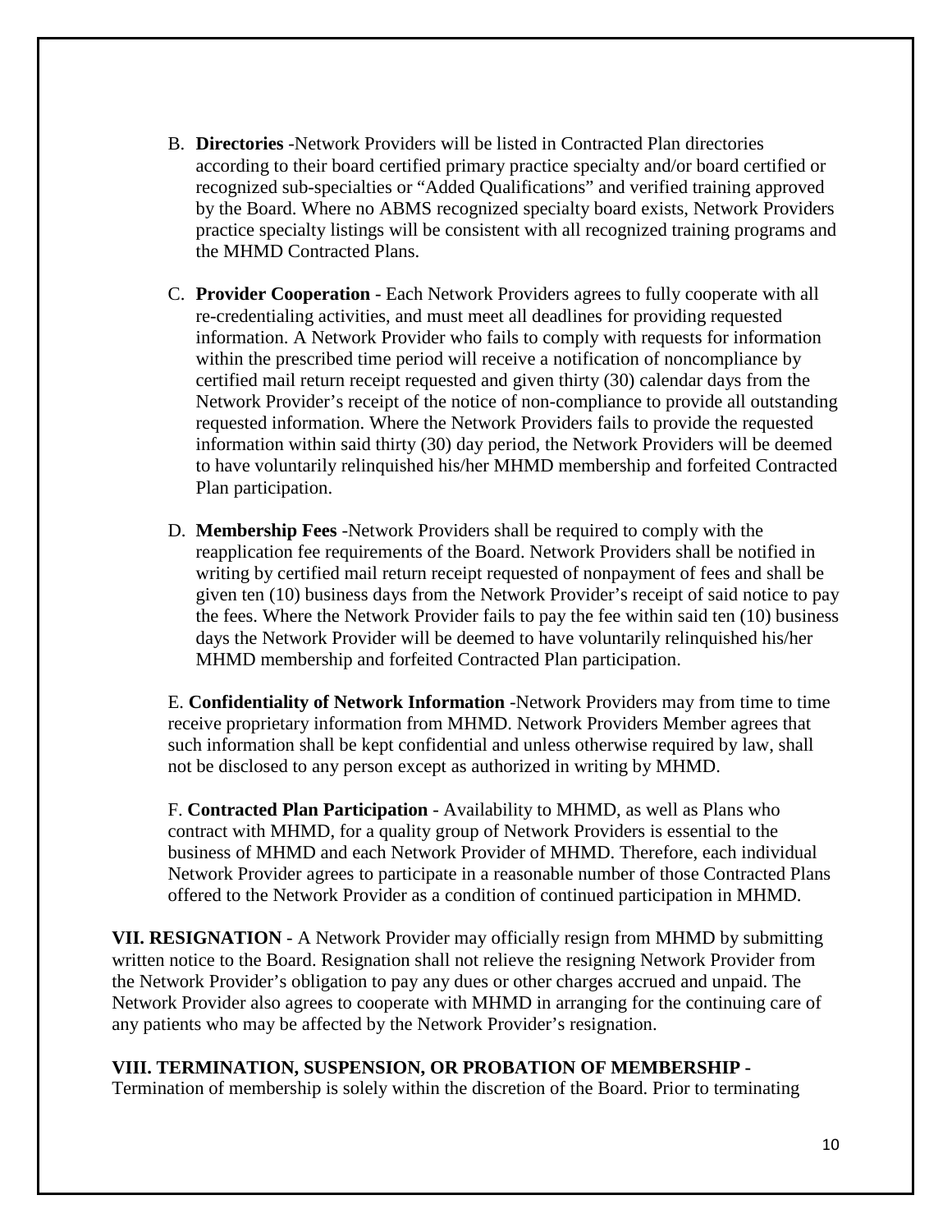B. **Directories** -Network Providers will be listed in Contracted Plan directories according to their board certified primary practice specialty and/or board certified or recognized sub-specialties or "Added Qualifications" and verified training approved by the Board. Where no ABMS recognized specialty board exists, Network Providers practice specialty listings will be consistent with all recognized training programs and the MHMD Contracted Plans.

C. **Provider Cooperation** - Each Network Providers agrees to fully cooperate with all re-credentialing activities, and must meet all deadlines for providing requested information. A Network Provider who fails to comply with requests for information within the prescribed time period will receive a notification of noncompliance by certified mail return receipt requested and given thirty (30) calendar days from the Network Provider's receipt of the notice of non-compliance to provide all outstanding requested information. Where the Network Providers fails to provide the requested information within said thirty (30) day period, the Network Providers will be deemed to have voluntarily relinquished his/her MHMD membership and forfeited Contracted Plan participation.

D. **Membership Fees** -Network Providers shall be required to comply with the reapplication fee requirements of the Board. Network Providers shall be notified in writing by certified mail return receipt requested of nonpayment of fees and shall be given ten (10) business days from the Network Provider's receipt of said notice to pay the fees. Where the Network Provider fails to pay the fee within said ten (10) business days the Network Provider will be deemed to have voluntarily relinquished his/her MHMD membership and forfeited Contracted Plan participation.

E. **Confidentiality of Network Information** -Network Providers may from time to time receive proprietary information from MHMD. Network Providers Member agrees that such information shall be kept confidential and unless otherwise required by law, shall not be disclosed to any person except as authorized in writing by MHMD.

F. **Contracted Plan Participation** - Availability to MHMD, as well as Plans who contract with MHMD, for a quality group of Network Providers is essential to the business of MHMD and each Network Provider of MHMD. Therefore, each individual Network Provider agrees to participate in a reasonable number of those Contracted Plans offered to the Network Provider as a condition of continued participation in MHMD.

**VII. RESIGNATION** - A Network Provider may officially resign from MHMD by submitting written notice to the Board. Resignation shall not relieve the resigning Network Provider from the Network Provider's obligation to pay any dues or other charges accrued and unpaid. The Network Provider also agrees to cooperate with MHMD in arranging for the continuing care of any patients who may be affected by the Network Provider's resignation.

**VIII. TERMINATION, SUSPENSION, OR PROBATION OF MEMBERSHIP -**
Termination of membership is solely within the discretion of the Board. Prior to terminating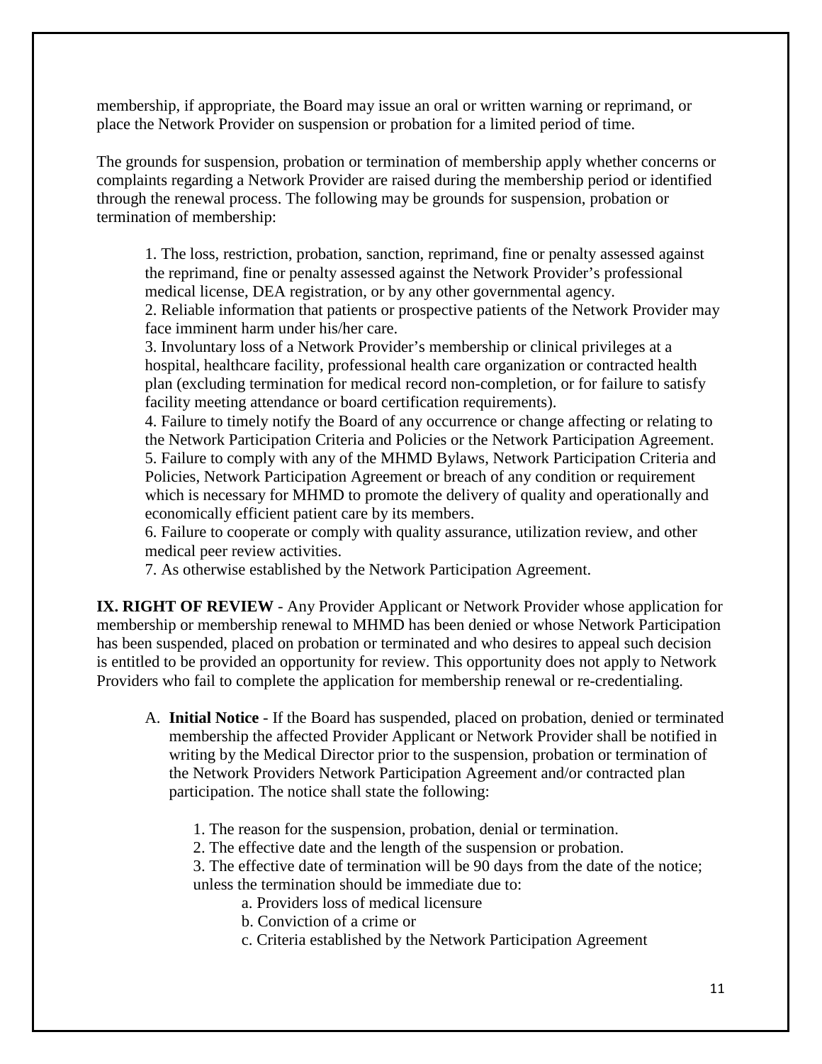membership, if appropriate, the Board may issue an oral or written warning or reprimand, or place the Network Provider on suspension or probation for a limited period of time.

The grounds for suspension, probation or termination of membership apply whether concerns or complaints regarding a Network Provider are raised during the membership period or identified through the renewal process. The following may be grounds for suspension, probation or termination of membership:

1. The loss, restriction, probation, sanction, reprimand, fine or penalty assessed against the reprimand, fine or penalty assessed against the Network Provider's professional medical license, DEA registration, or by any other governmental agency.
2. Reliable information that patients or prospective patients of the Network Provider may face imminent harm under his/her care.
3. Involuntary loss of a Network Provider's membership or clinical privileges at a hospital, healthcare facility, professional health care organization or contracted health plan (excluding termination for medical record non-completion, or for failure to satisfy facility meeting attendance or board certification requirements).
4. Failure to timely notify the Board of any occurrence or change affecting or relating to the Network Participation Criteria and Policies or the Network Participation Agreement.
5. Failure to comply with any of the MHMD Bylaws, Network Participation Criteria and Policies, Network Participation Agreement or breach of any condition or requirement which is necessary for MHMD to promote the delivery of quality and operationally and economically efficient patient care by its members.
6. Failure to cooperate or comply with quality assurance, utilization review, and other medical peer review activities.
7. As otherwise established by the Network Participation Agreement.

**IX. RIGHT OF REVIEW** - Any Provider Applicant or Network Provider whose application for membership or membership renewal to MHMD has been denied or whose Network Participation has been suspended, placed on probation or terminated and who desires to appeal such decision is entitled to be provided an opportunity for review. This opportunity does not apply to Network Providers who fail to complete the application for membership renewal or re-credentialing.

A. **Initial Notice** - If the Board has suspended, placed on probation, denied or terminated membership the affected Provider Applicant or Network Provider shall be notified in writing by the Medical Director prior to the suspension, probation or termination of the Network Providers Network Participation Agreement and/or contracted plan participation. The notice shall state the following:

   1. The reason for the suspension, probation, denial or termination.
   2. The effective date and the length of the suspension or probation.
   3. The effective date of termination will be 90 days from the date of the notice; unless the termination should be immediate due to:
      a. Providers loss of medical licensure
      b. Conviction of a crime or
      c. Criteria established by the Network Participation Agreement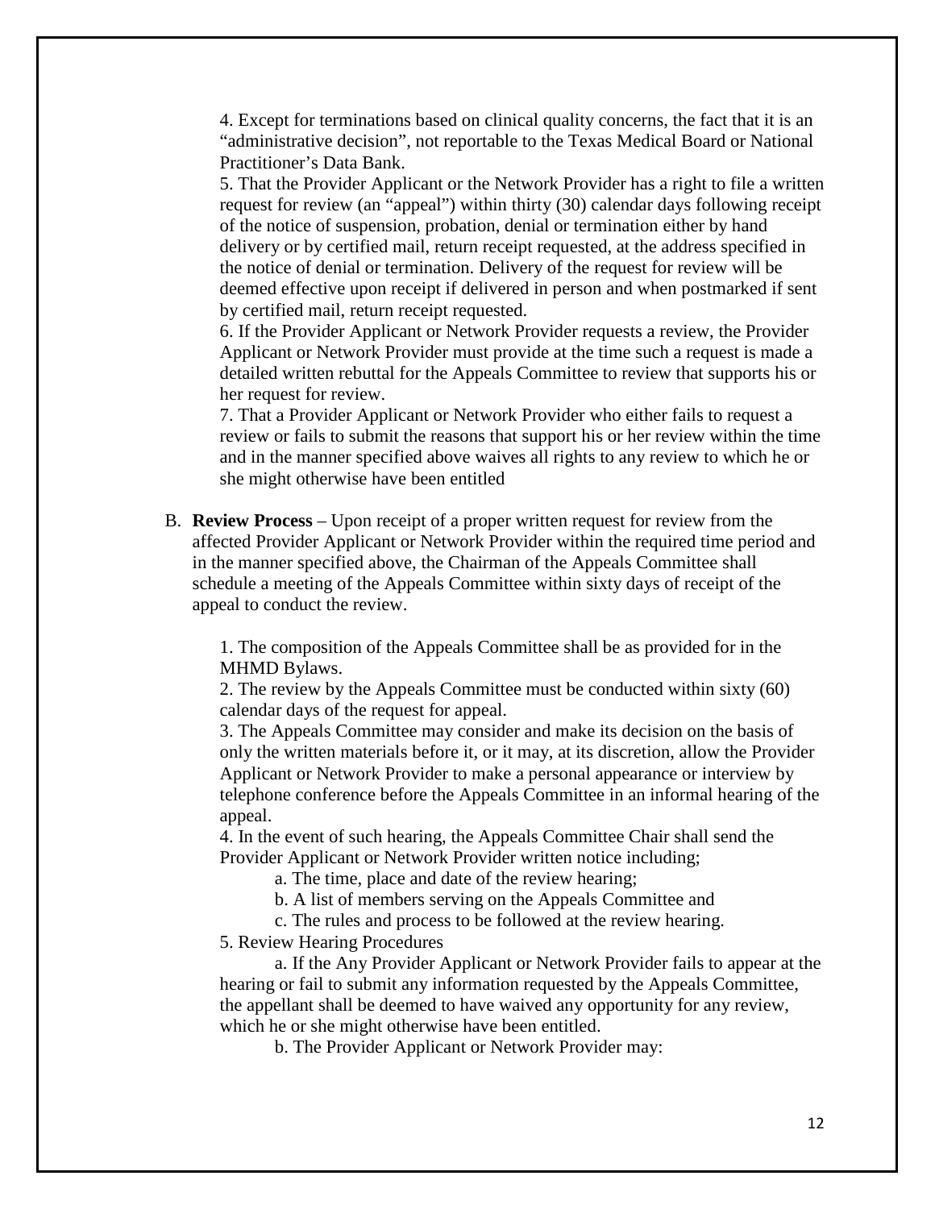4. Except for terminations based on clinical quality concerns, the fact that it is an "administrative decision", not reportable to the Texas Medical Board or National Practitioner's Data Bank.

5. That the Provider Applicant or the Network Provider has a right to file a written request for review (an "appeal") within thirty (30) calendar days following receipt of the notice of suspension, probation, denial or termination either by hand delivery or by certified mail, return receipt requested, at the address specified in the notice of denial or termination. Delivery of the request for review will be deemed effective upon receipt if delivered in person and when postmarked if sent by certified mail, return receipt requested.

6. If the Provider Applicant or Network Provider requests a review, the Provider Applicant or Network Provider must provide at the time such a request is made a detailed written rebuttal for the Appeals Committee to review that supports his or her request for review.

7. That a Provider Applicant or Network Provider who either fails to request a review or fails to submit the reasons that support his or her review within the time and in the manner specified above waives all rights to any review to which he or she might otherwise have been entitled

B. **Review Process** – Upon receipt of a proper written request for review from the affected Provider Applicant or Network Provider within the required time period and in the manner specified above, the Chairman of the Appeals Committee shall schedule a meeting of the Appeals Committee within sixty days of receipt of the appeal to conduct the review.

1. The composition of the Appeals Committee shall be as provided for in the MHMD Bylaws.

2. The review by the Appeals Committee must be conducted within sixty (60) calendar days of the request for appeal.

3. The Appeals Committee may consider and make its decision on the basis of only the written materials before it, or it may, at its discretion, allow the Provider Applicant or Network Provider to make a personal appearance or interview by telephone conference before the Appeals Committee in an informal hearing of the appeal.

4. In the event of such hearing, the Appeals Committee Chair shall send the Provider Applicant or Network Provider written notice including;

   a. The time, place and date of the review hearing;

   b. A list of members serving on the Appeals Committee and

   c. The rules and process to be followed at the review hearing.

5. Review Hearing Procedures

   a. If the Any Provider Applicant or Network Provider fails to appear at the hearing or fail to submit any information requested by the Appeals Committee, the appellant shall be deemed to have waived any opportunity for any review, which he or she might otherwise have been entitled.

   b. The Provider Applicant or Network Provider may: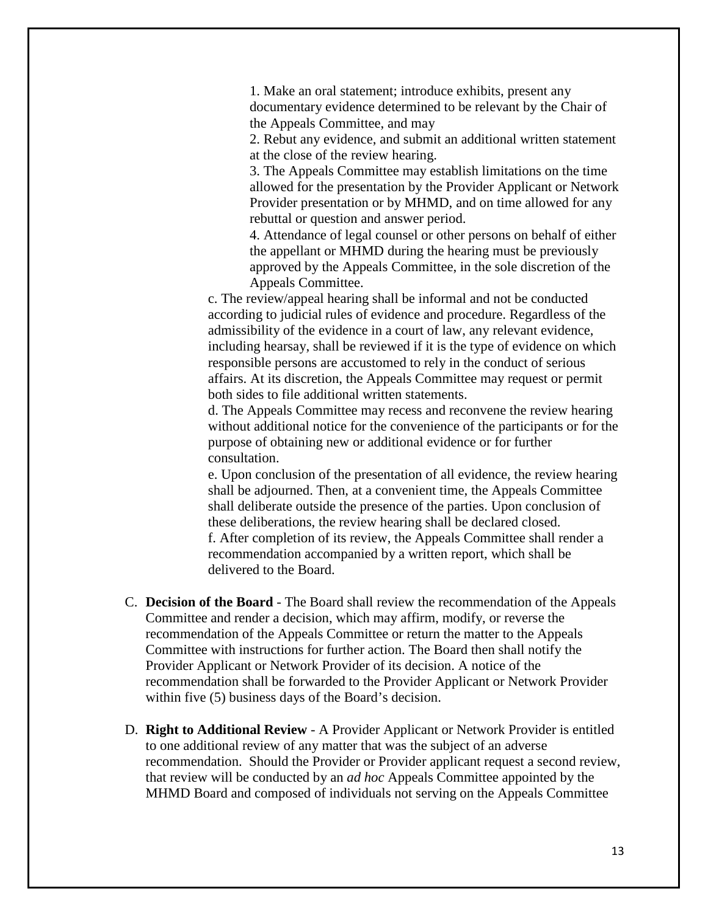1. Make an oral statement; introduce exhibits, present any documentary evidence determined to be relevant by the Chair of the Appeals Committee, and may
2. Rebut any evidence, and submit an additional written statement at the close of the review hearing.
3. The Appeals Committee may establish limitations on the time allowed for the presentation by the Provider Applicant or Network Provider presentation or by MHMD, and on time allowed for any rebuttal or question and answer period.
4. Attendance of legal counsel or other persons on behalf of either the appellant or MHMD during the hearing must be previously approved by the Appeals Committee, in the sole discretion of the Appeals Committee.

c. The review/appeal hearing shall be informal and not be conducted according to judicial rules of evidence and procedure. Regardless of the admissibility of the evidence in a court of law, any relevant evidence, including hearsay, shall be reviewed if it is the type of evidence on which responsible persons are accustomed to rely in the conduct of serious affairs. At its discretion, the Appeals Committee may request or permit both sides to file additional written statements.

d. The Appeals Committee may recess and reconvene the review hearing without additional notice for the convenience of the participants or for the purpose of obtaining new or additional evidence or for further consultation.

e. Upon conclusion of the presentation of all evidence, the review hearing shall be adjourned. Then, at a convenient time, the Appeals Committee shall deliberate outside the presence of the parties. Upon conclusion of these deliberations, the review hearing shall be declared closed.

f. After completion of its review, the Appeals Committee shall render a recommendation accompanied by a written report, which shall be delivered to the Board.

C. **Decision of the Board** - The Board shall review the recommendation of the Appeals Committee and render a decision, which may affirm, modify, or reverse the recommendation of the Appeals Committee or return the matter to the Appeals Committee with instructions for further action. The Board then shall notify the Provider Applicant or Network Provider of its decision. A notice of the recommendation shall be forwarded to the Provider Applicant or Network Provider within five (5) business days of the Board's decision.

D. **Right to Additional Review** - A Provider Applicant or Network Provider is entitled to one additional review of any matter that was the subject of an adverse recommendation. Should the Provider or Provider applicant request a second review, that review will be conducted by an *ad hoc* Appeals Committee appointed by the MHMD Board and composed of individuals not serving on the Appeals Committee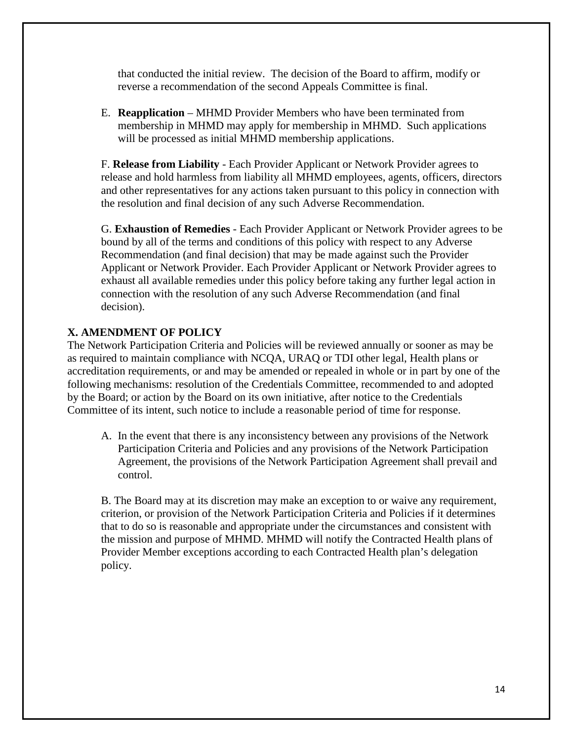that conducted the initial review. The decision of the Board to affirm, modify or reverse a recommendation of the second Appeals Committee is final.

E. **Reapplication** – MHMD Provider Members who have been terminated from membership in MHMD may apply for membership in MHMD. Such applications will be processed as initial MHMD membership applications.

F. **Release from Liability** - Each Provider Applicant or Network Provider agrees to release and hold harmless from liability all MHMD employees, agents, officers, directors and other representatives for any actions taken pursuant to this policy in connection with the resolution and final decision of any such Adverse Recommendation.

G. **Exhaustion of Remedies** - Each Provider Applicant or Network Provider agrees to be bound by all of the terms and conditions of this policy with respect to any Adverse Recommendation (and final decision) that may be made against such the Provider Applicant or Network Provider. Each Provider Applicant or Network Provider agrees to exhaust all available remedies under this policy before taking any further legal action in connection with the resolution of any such Adverse Recommendation (and final decision).

**X. AMENDMENT OF POLICY**

The Network Participation Criteria and Policies will be reviewed annually or sooner as may be as required to maintain compliance with NCQA, URAQ or TDI other legal, Health plans or accreditation requirements, or and may be amended or repealed in whole or in part by one of the following mechanisms: resolution of the Credentials Committee, recommended to and adopted by the Board; or action by the Board on its own initiative, after notice to the Credentials Committee of its intent, such notice to include a reasonable period of time for response.

A. In the event that there is any inconsistency between any provisions of the Network Participation Criteria and Policies and any provisions of the Network Participation Agreement, the provisions of the Network Participation Agreement shall prevail and control.

B. The Board may at its discretion may make an exception to or waive any requirement, criterion, or provision of the Network Participation Criteria and Policies if it determines that to do so is reasonable and appropriate under the circumstances and consistent with the mission and purpose of MHMD. MHMD will notify the Contracted Health plans of Provider Member exceptions according to each Contracted Health plan's delegation policy.